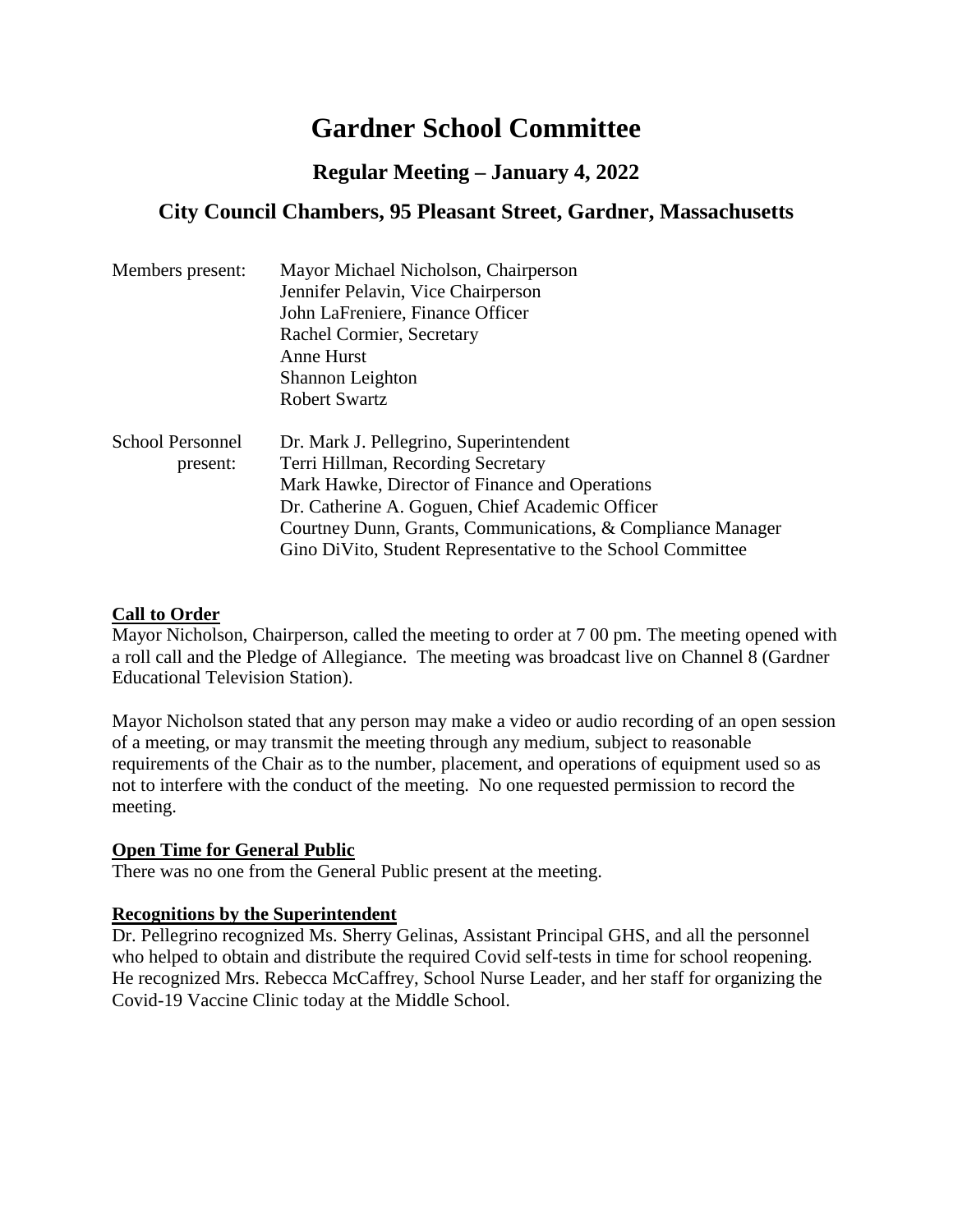# Gardner School Committee

## Regular Meeting – January 4, 2022

## City Council Chambers, 95 Pleasant Street, Gardner, Massachusetts

Members present:
- Mayor Michael Nicholson, Chairperson
- Jennifer Pelavin, Vice Chairperson
- John LaFreniere, Finance Officer
- Rachel Cormier, Secretary
- Anne Hurst
- Shannon Leighton
- Robert Swartz

School Personnel present:
- Dr. Mark J. Pellegrino, Superintendent
- Terri Hillman, Recording Secretary
- Mark Hawke, Director of Finance and Operations
- Dr. Catherine A. Goguen, Chief Academic Officer
- Courtney Dunn, Grants, Communications, & Compliance Manager
- Gino DiVito, Student Representative to the School Committee

**Call to Order**

Mayor Nicholson, Chairperson, called the meeting to order at 7 00 pm. The meeting opened with a roll call and the Pledge of Allegiance. The meeting was broadcast live on Channel 8 (Gardner Educational Television Station).

Mayor Nicholson stated that any person may make a video or audio recording of an open session of a meeting, or may transmit the meeting through any medium, subject to reasonable requirements of the Chair as to the number, placement, and operations of equipment used so as not to interfere with the conduct of the meeting. No one requested permission to record the meeting.

**Open Time for General Public**

There was no one from the General Public present at the meeting.

**Recognitions by the Superintendent**

Dr. Pellegrino recognized Ms. Sherry Gelinas, Assistant Principal GHS, and all the personnel who helped to obtain and distribute the required Covid self-tests in time for school reopening. He recognized Mrs. Rebecca McCaffrey, School Nurse Leader, and her staff for organizing the Covid-19 Vaccine Clinic today at the Middle School.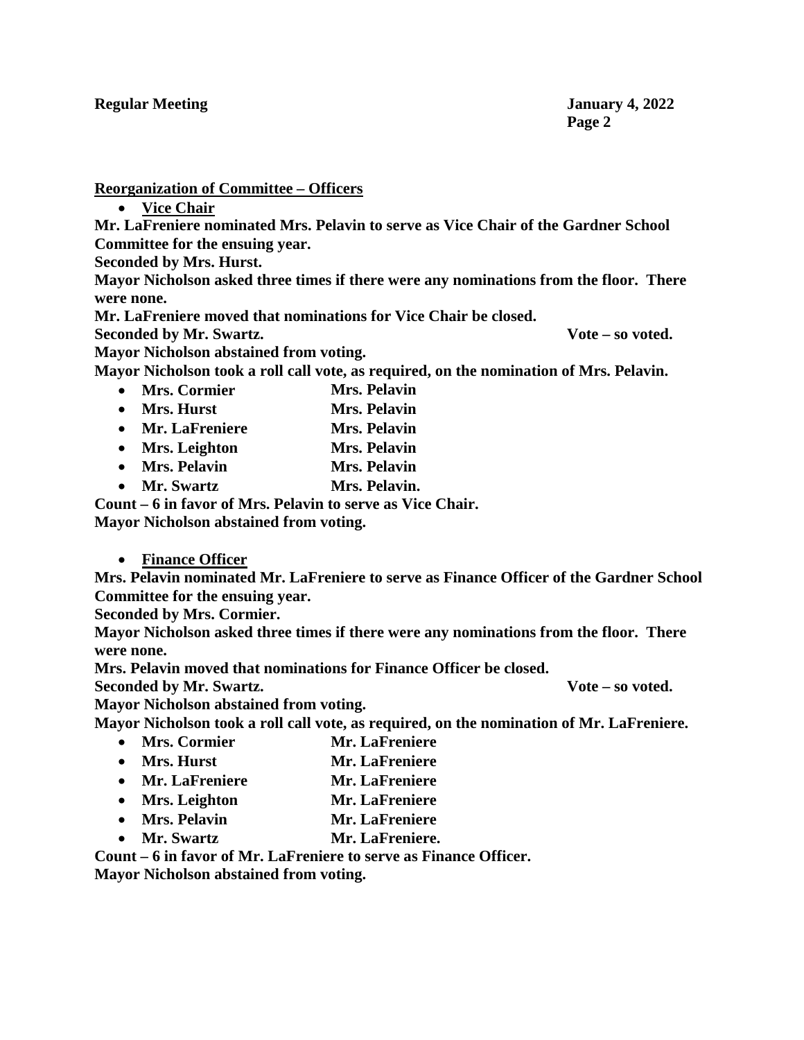**Reorganization of Committee – Officers**

- **Vice Chair**

**Mr. LaFreniere nominated Mrs. Pelavin to serve as Vice Chair of the Gardner School Committee for the ensuing year.**

**Seconded by Mrs. Hurst.**

**Mayor Nicholson asked three times if there were any nominations from the floor. There were none.**

**Mr. LaFreniere moved that nominations for Vice Chair be closed.**

**Seconded by Mr. Swartz.** **Vote – so voted.**

**Mayor Nicholson abstained from voting.**

**Mayor Nicholson took a roll call vote, as required, on the nomination of Mrs. Pelavin.**

- **Mrs. Cormier** **Mrs. Pelavin**
- **Mrs. Hurst** **Mrs. Pelavin**
- **Mr. LaFreniere** **Mrs. Pelavin**
- **Mrs. Leighton** **Mrs. Pelavin**
- **Mrs. Pelavin** **Mrs. Pelavin**
- **Mr. Swartz** **Mrs. Pelavin.**

**Count – 6 in favor of Mrs. Pelavin to serve as Vice Chair.**

**Mayor Nicholson abstained from voting.**

- **Finance Officer**

**Mrs. Pelavin nominated Mr. LaFreniere to serve as Finance Officer of the Gardner School Committee for the ensuing year.**

**Seconded by Mrs. Cormier.**

**Mayor Nicholson asked three times if there were any nominations from the floor. There were none.**

**Mrs. Pelavin moved that nominations for Finance Officer be closed.**

**Seconded by Mr. Swartz.** **Vote – so voted.**

**Mayor Nicholson abstained from voting.**

**Mayor Nicholson took a roll call vote, as required, on the nomination of Mr. LaFreniere.**

- **Mrs. Cormier** **Mr. LaFreniere**
- **Mrs. Hurst** **Mr. LaFreniere**
- **Mr. LaFreniere** **Mr. LaFreniere**
- **Mrs. Leighton** **Mr. LaFreniere**
- **Mrs. Pelavin** **Mr. LaFreniere**
- **Mr. Swartz** **Mr. LaFreniere.**

**Count – 6 in favor of Mr. LaFreniere to serve as Finance Officer.**

**Mayor Nicholson abstained from voting.**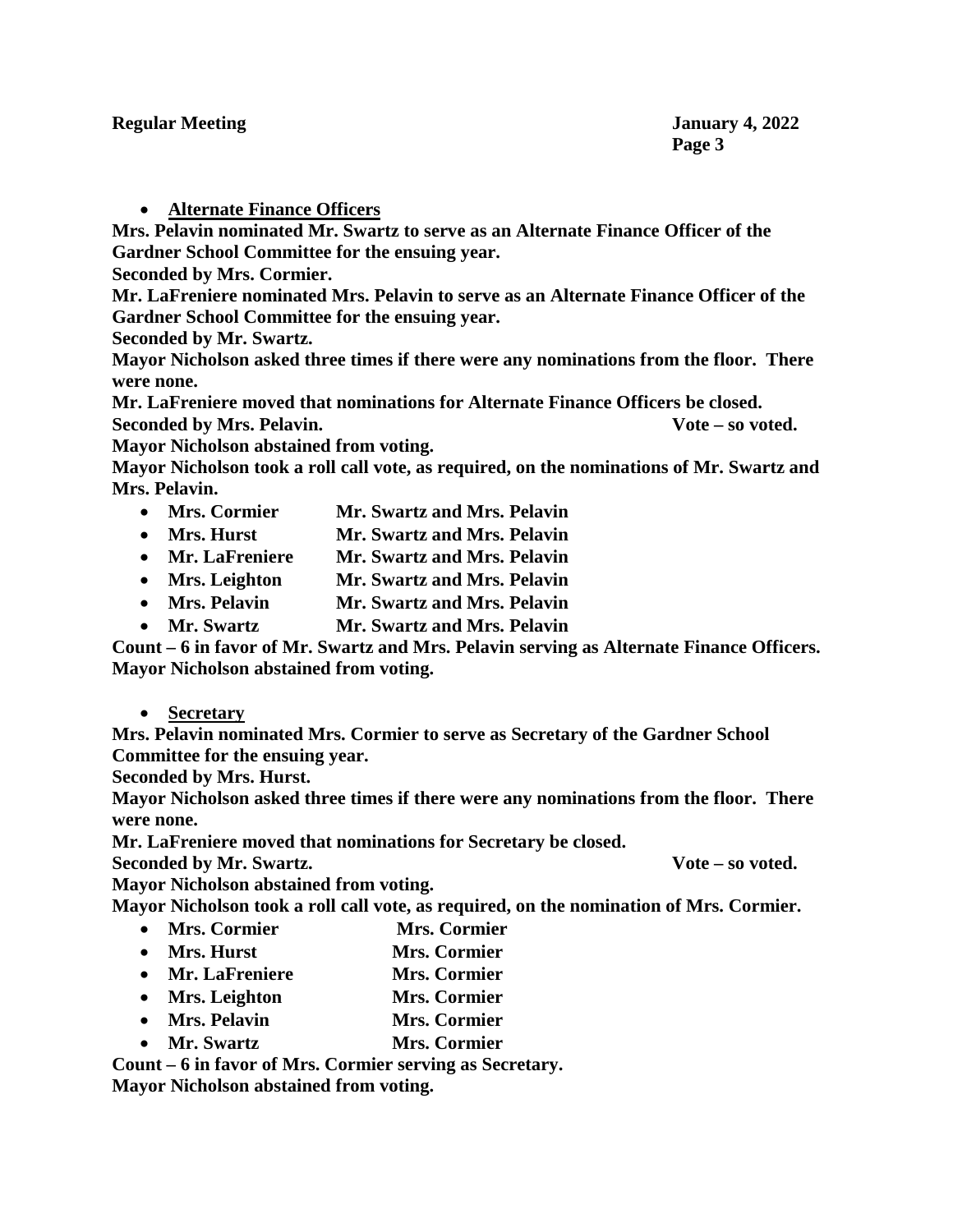- **Alternate Finance Officers**

**Mrs. Pelavin nominated Mr. Swartz to serve as an Alternate Finance Officer of the Gardner School Committee for the ensuing year.**
**Seconded by Mrs. Cormier.**
**Mr. LaFreniere nominated Mrs. Pelavin to serve as an Alternate Finance Officer of the Gardner School Committee for the ensuing year.**
**Seconded by Mr. Swartz.**
**Mayor Nicholson asked three times if there were any nominations from the floor. There were none.**
**Mr. LaFreniere moved that nominations for Alternate Finance Officers be closed.**
**Seconded by Mrs. Pelavin. Vote – so voted.**
**Mayor Nicholson abstained from voting.**
**Mayor Nicholson took a roll call vote, as required, on the nominations of Mr. Swartz and Mrs. Pelavin.**

- **Mrs. Cormier Mr. Swartz and Mrs. Pelavin**
- **Mrs. Hurst Mr. Swartz and Mrs. Pelavin**
- **Mr. LaFreniere Mr. Swartz and Mrs. Pelavin**
- **Mrs. Leighton Mr. Swartz and Mrs. Pelavin**
- **Mrs. Pelavin Mr. Swartz and Mrs. Pelavin**
- **Mr. Swartz Mr. Swartz and Mrs. Pelavin**

**Count – 6 in favor of Mr. Swartz and Mrs. Pelavin serving as Alternate Finance Officers.**
**Mayor Nicholson abstained from voting.**

- **Secretary**

**Mrs. Pelavin nominated Mrs. Cormier to serve as Secretary of the Gardner School Committee for the ensuing year.**
**Seconded by Mrs. Hurst.**
**Mayor Nicholson asked three times if there were any nominations from the floor. There were none.**
**Mr. LaFreniere moved that nominations for Secretary be closed.**
**Seconded by Mr. Swartz. Vote – so voted.**
**Mayor Nicholson abstained from voting.**
**Mayor Nicholson took a roll call vote, as required, on the nomination of Mrs. Cormier.**

- **Mrs. Cormier Mrs. Cormier**
- **Mrs. Hurst Mrs. Cormier**
- **Mr. LaFreniere Mrs. Cormier**
- **Mrs. Leighton Mrs. Cormier**
- **Mrs. Pelavin Mrs. Cormier**
- **Mr. Swartz Mrs. Cormier**

**Count – 6 in favor of Mrs. Cormier serving as Secretary.**
**Mayor Nicholson abstained from voting.**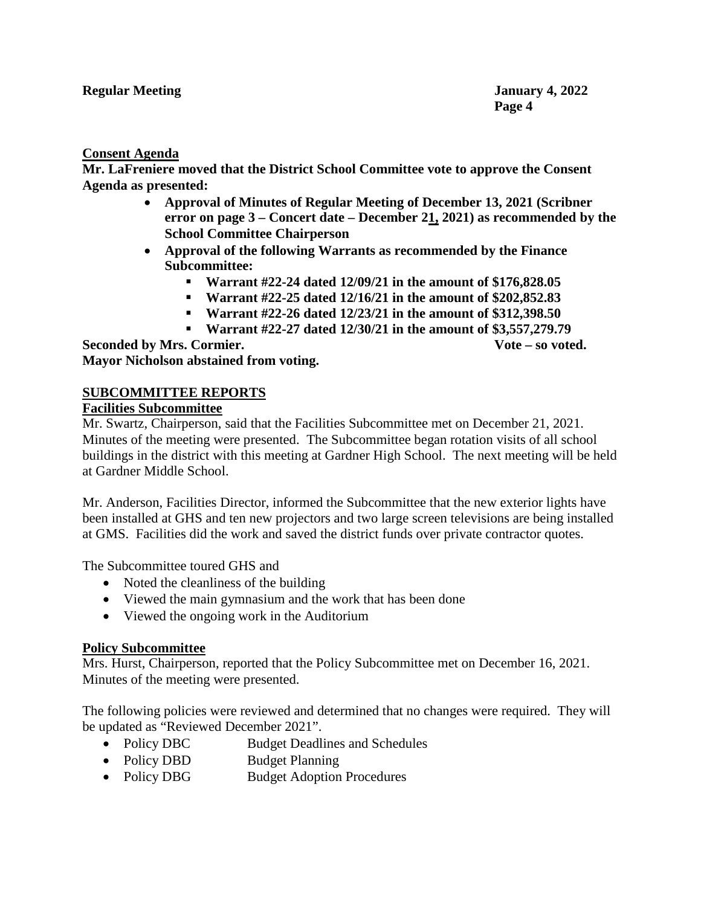**Consent Agenda**

**Mr. LaFreniere moved that the District School Committee vote to approve the Consent Agenda as presented:**

- **Approval of Minutes of Regular Meeting of December 13, 2021 (Scribner error on page 3 – Concert date – December 2<u>1,</u> 2021) as recommended by the School Committee Chairperson**
- **Approval of the following Warrants as recommended by the Finance Subcommittee:**
  - **Warrant #22-24 dated 12/09/21 in the amount of $176,828.05**
  - **Warrant #22-25 dated 12/16/21 in the amount of $202,852.83**
  - **Warrant #22-26 dated 12/23/21 in the amount of $312,398.50**
  - **Warrant #22-27 dated 12/30/21 in the amount of $3,557,279.79**

**Seconded by Mrs. Cormier. Vote – so voted.**
**Mayor Nicholson abstained from voting.**

## SUBCOMMITTEE REPORTS

### Facilities Subcommittee

Mr. Swartz, Chairperson, said that the Facilities Subcommittee met on December 21, 2021. Minutes of the meeting were presented. The Subcommittee began rotation visits of all school buildings in the district with this meeting at Gardner High School. The next meeting will be held at Gardner Middle School.

Mr. Anderson, Facilities Director, informed the Subcommittee that the new exterior lights have been installed at GHS and ten new projectors and two large screen televisions are being installed at GMS. Facilities did the work and saved the district funds over private contractor quotes.

The Subcommittee toured GHS and

- Noted the cleanliness of the building
- Viewed the main gymnasium and the work that has been done
- Viewed the ongoing work in the Auditorium

### Policy Subcommittee

Mrs. Hurst, Chairperson, reported that the Policy Subcommittee met on December 16, 2021. Minutes of the meeting were presented.

The following policies were reviewed and determined that no changes were required. They will be updated as "Reviewed December 2021".

- Policy DBC Budget Deadlines and Schedules
- Policy DBD Budget Planning
- Policy DBG Budget Adoption Procedures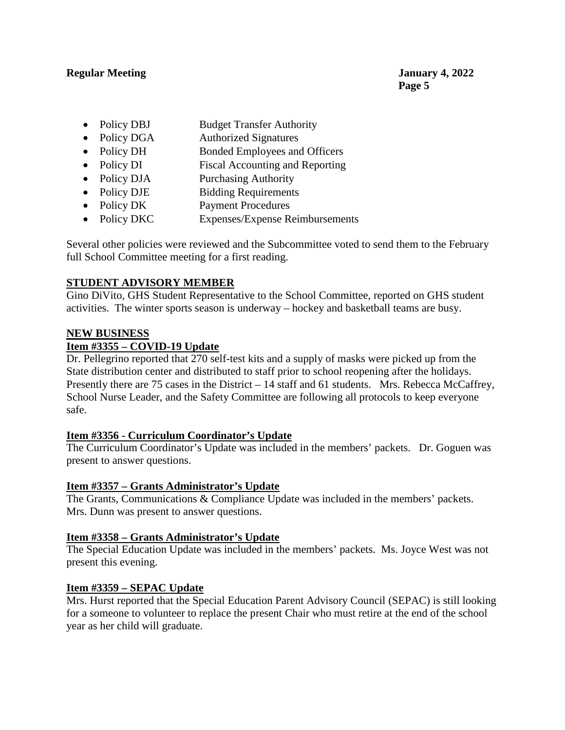- Policy DBJ — Budget Transfer Authority
- Policy DGA — Authorized Signatures
- Policy DH — Bonded Employees and Officers
- Policy DI — Fiscal Accounting and Reporting
- Policy DJA — Purchasing Authority
- Policy DJE — Bidding Requirements
- Policy DK — Payment Procedures
- Policy DKC — Expenses/Expense Reimbursements

Several other policies were reviewed and the Subcommittee voted to send them to the February full School Committee meeting for a first reading.

**STUDENT ADVISORY MEMBER**

Gino DiVito, GHS Student Representative to the School Committee, reported on GHS student activities. The winter sports season is underway – hockey and basketball teams are busy.

**NEW BUSINESS**

**Item #3355 – COVID-19 Update**

Dr. Pellegrino reported that 270 self-test kits and a supply of masks were picked up from the State distribution center and distributed to staff prior to school reopening after the holidays. Presently there are 75 cases in the District – 14 staff and 61 students. Mrs. Rebecca McCaffrey, School Nurse Leader, and the Safety Committee are following all protocols to keep everyone safe.

**Item #3356 - Curriculum Coordinator's Update**

The Curriculum Coordinator's Update was included in the members' packets. Dr. Goguen was present to answer questions.

**Item #3357 – Grants Administrator's Update**

The Grants, Communications & Compliance Update was included in the members' packets. Mrs. Dunn was present to answer questions.

**Item #3358 – Grants Administrator's Update**

The Special Education Update was included in the members' packets. Ms. Joyce West was not present this evening.

**Item #3359 – SEPAC Update**

Mrs. Hurst reported that the Special Education Parent Advisory Council (SEPAC) is still looking for a someone to volunteer to replace the present Chair who must retire at the end of the school year as her child will graduate.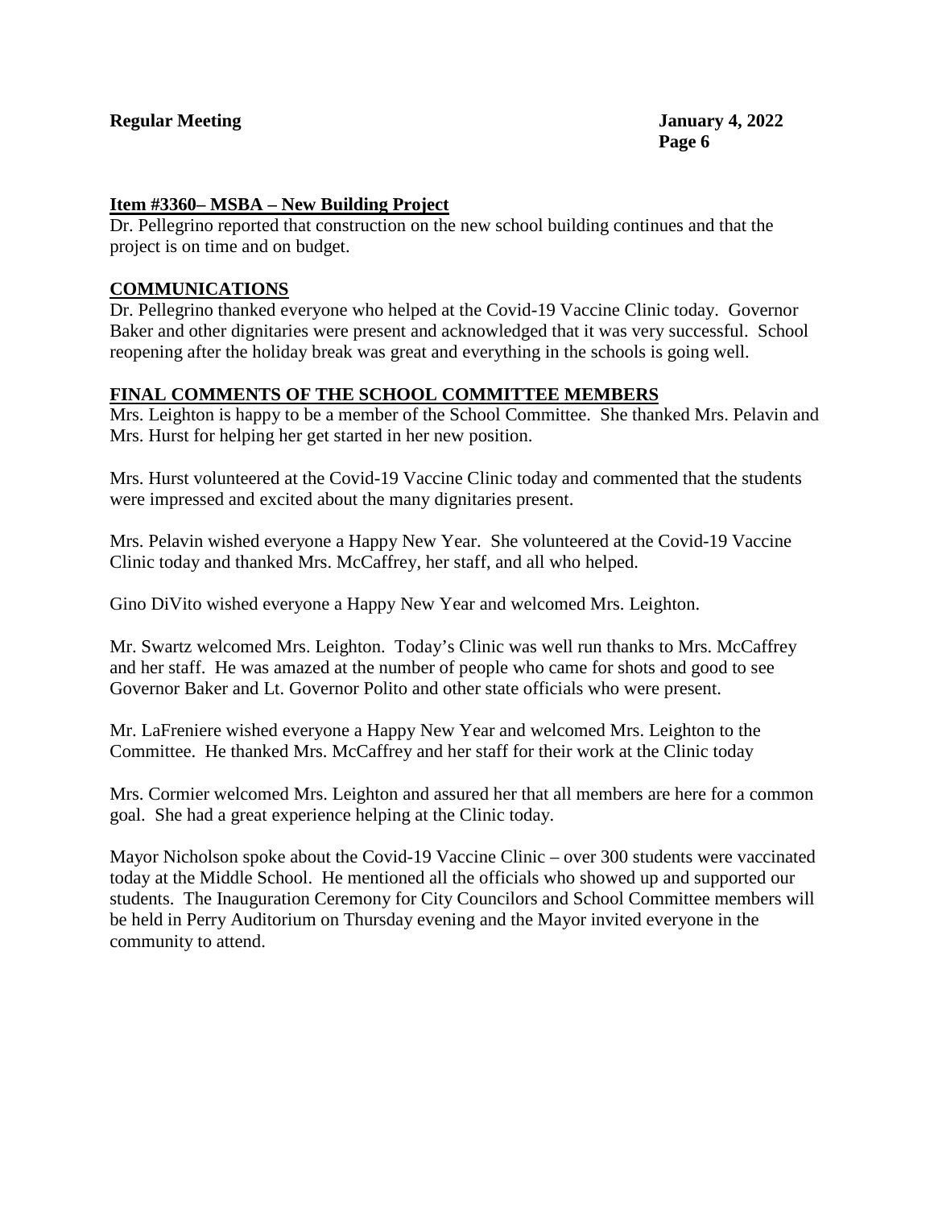**Item #3360– MSBA – New Building Project**

Dr. Pellegrino reported that construction on the new school building continues and that the project is on time and on budget.

**COMMUNICATIONS**

Dr. Pellegrino thanked everyone who helped at the Covid-19 Vaccine Clinic today. Governor Baker and other dignitaries were present and acknowledged that it was very successful. School reopening after the holiday break was great and everything in the schools is going well.

**FINAL COMMENTS OF THE SCHOOL COMMITTEE MEMBERS**

Mrs. Leighton is happy to be a member of the School Committee. She thanked Mrs. Pelavin and Mrs. Hurst for helping her get started in her new position.

Mrs. Hurst volunteered at the Covid-19 Vaccine Clinic today and commented that the students were impressed and excited about the many dignitaries present.

Mrs. Pelavin wished everyone a Happy New Year. She volunteered at the Covid-19 Vaccine Clinic today and thanked Mrs. McCaffrey, her staff, and all who helped.

Gino DiVito wished everyone a Happy New Year and welcomed Mrs. Leighton.

Mr. Swartz welcomed Mrs. Leighton. Today's Clinic was well run thanks to Mrs. McCaffrey and her staff. He was amazed at the number of people who came for shots and good to see Governor Baker and Lt. Governor Polito and other state officials who were present.

Mr. LaFreniere wished everyone a Happy New Year and welcomed Mrs. Leighton to the Committee. He thanked Mrs. McCaffrey and her staff for their work at the Clinic today

Mrs. Cormier welcomed Mrs. Leighton and assured her that all members are here for a common goal. She had a great experience helping at the Clinic today.

Mayor Nicholson spoke about the Covid-19 Vaccine Clinic – over 300 students were vaccinated today at the Middle School. He mentioned all the officials who showed up and supported our students. The Inauguration Ceremony for City Councilors and School Committee members will be held in Perry Auditorium on Thursday evening and the Mayor invited everyone in the community to attend.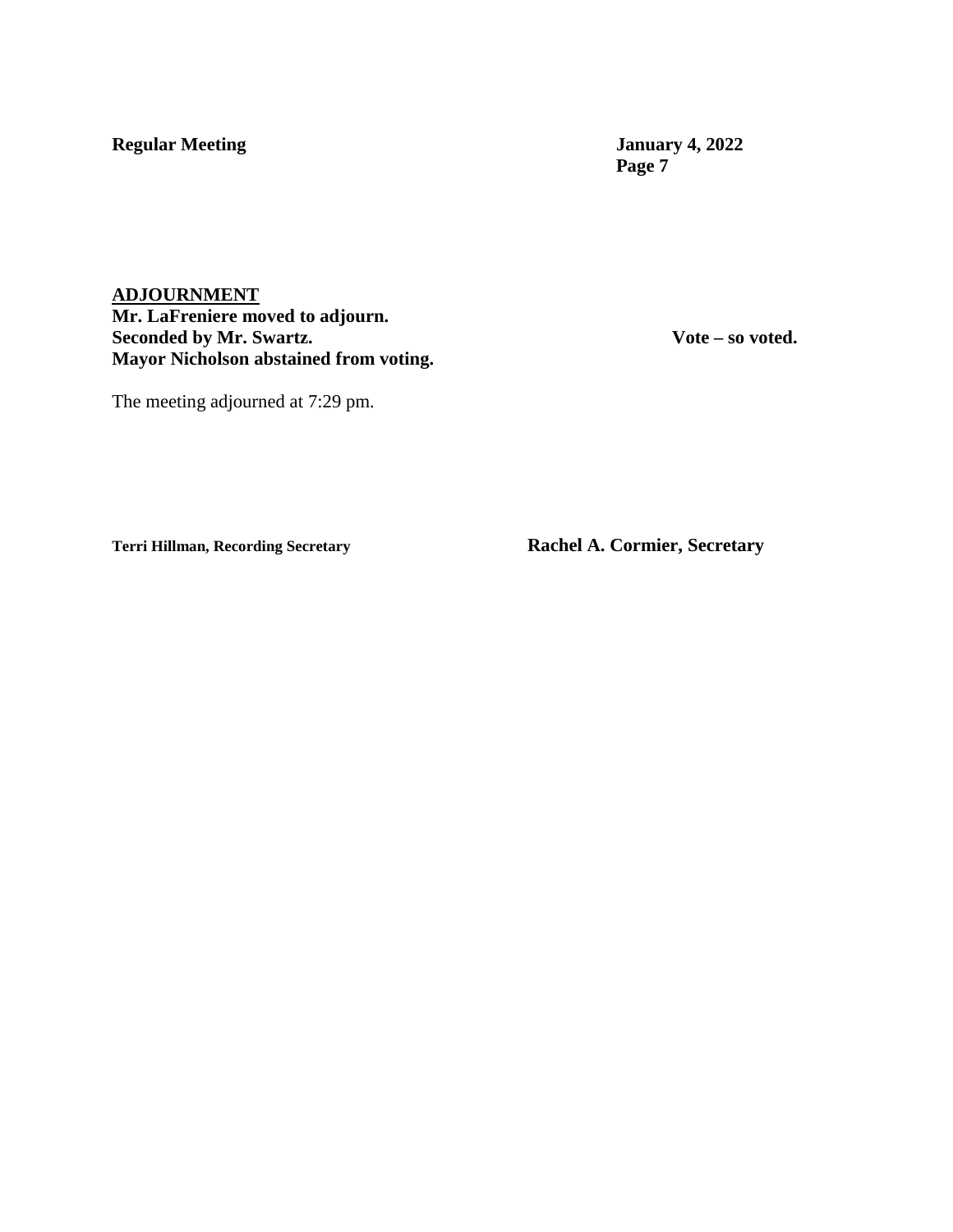**ADJOURNMENT**

**Mr. LaFreniere moved to adjourn.**
**Seconded by Mr. Swartz.** **Vote – so voted.**
**Mayor Nicholson abstained from voting.**

The meeting adjourned at 7:29 pm.

**Terri Hillman, Recording Secretary** **Rachel A. Cormier, Secretary**